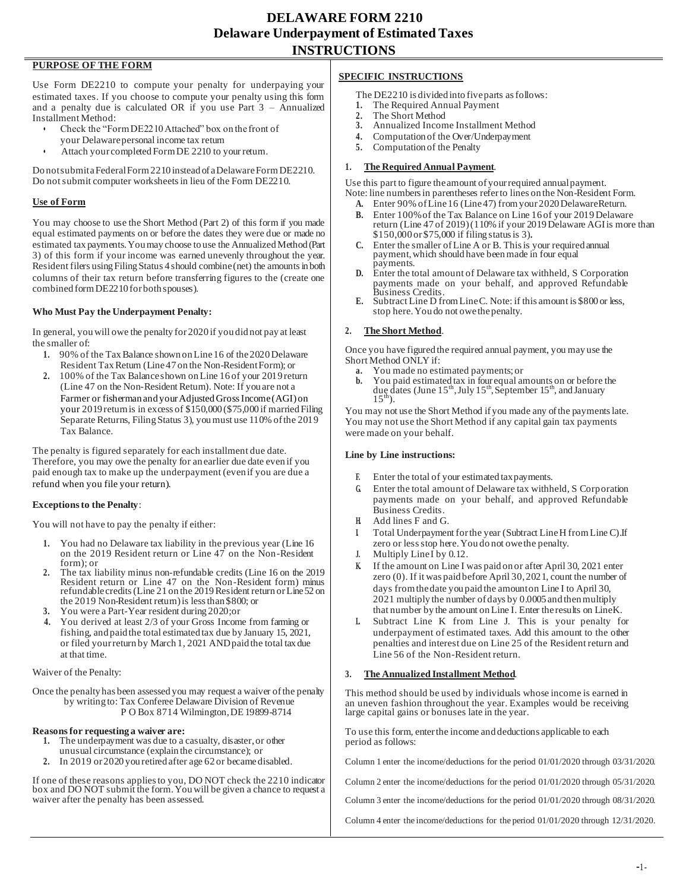# DELAWARE FORM 2210
## Delaware Underpayment of Estimated Taxes
## INSTRUCTIONS

### PURPOSE OF THE FORM

Use Form DE2210 to compute your penalty for underpaying your estimated taxes. If you choose to compute your penalty using this form and a penalty due is calculated OR if you use Part 3 – Annualized Installment Method:

- Check the "Form DE2210 Attached" box on the front of your Delaware personal income tax return
- Attach your completed Form DE 2210 to your return.

Do not submit a Federal Form 2210 instead of a Delaware Form DE2210. Do not submit computer worksheets in lieu of the Form DE2210.

### Use of Form

You may choose to use the Short Method (Part 2) of this form if you made equal estimated payments on or before the dates they were due or made no estimated tax payments. You may choose to use the Annualized Method (Part 3) of this form if your income was earned unevenly throughout the year. Resident filers using Filing Status 4 should combine (net) the amounts in both columns of their tax return before transferring figures to the (create one combined form DE2210 for both spouses).

### Who Must Pay the Underpayment Penalty:

In general, you will owe the penalty for 2020 if you did not pay at least the smaller of:

1. 90% of the Tax Balance shown on Line 16 of the 2020 Delaware Resident Tax Return (Line 47 on the Non-Resident Form); or
2. 100% of the Tax Balance shown on Line 16 of your 2019 return (Line 47 on the Non-Resident Return). Note: If you are not a Farmer or fisherman and your Adjusted Gross Income (AGI) on your 2019 return is in excess of $150,000 ($75,000 if married Filing Separate Returns, Filing Status 3), you must use 110% of the 2019 Tax Balance.

The penalty is figured separately for each installment due date. Therefore, you may owe the penalty for an earlier due date even if you paid enough tax to make up the underpayment (even if you are due a refund when you file your return).

### Exceptions to the Penalty:

You will not have to pay the penalty if either:

1. You had no Delaware tax liability in the previous year (Line 16 on the 2019 Resident return or Line 47 on the Non-Resident form); or
2. The tax liability minus non-refundable credits (Line 16 on the 2019 Resident return or Line 47 on the Non-Resident form) minus refundable credits (Line 21 on the 2019 Resident return or Line 52 on the 2019 Non-Resident return) is less than $800; or
3. You were a Part-Year resident during 2020; or
4. You derived at least 2/3 of your Gross Income from farming or fishing, and paid the total estimated tax due by January 15, 2021, or filed your return by March 1, 2021 AND paid the total tax due at that time.

Waiver of the Penalty:

Once the penalty has been assessed you may request a waiver of the penalty by writing to: Tax Conferee Delaware Division of Revenue P O Box 8714 Wilmington, DE 19899-8714

### Reasons for requesting a waiver are:

1. The underpayment was due to a casualty, disaster, or other unusual circumstance (explain the circumstance); or
2. In 2019 or 2020 you retired after age 62 or became disabled.

If one of these reasons applies to you, DO NOT check the 2210 indicator box and DO NOT submit the form. You will be given a chance to request a waiver after the penalty has been assessed.

### SPECIFIC INSTRUCTIONS

The DE2210 is divided into five parts as follows:

1. The Required Annual Payment
2. The Short Method
3. Annualized Income Installment Method
4. Computation of the Over/Underpayment
5. Computation of the Penalty

#### 1. The Required Annual Payment.

Use this part to figure the amount of your required annual payment.
Note: line numbers in parentheses refer to lines on the Non-Resident Form.

- **A.** Enter 90% of Line 16 (Line 47) from your 2020 Delaware Return.
- **B.** Enter 100% of the Tax Balance on Line 16 of your 2019 Delaware return (Line 47 of 2019) (110% if your 2019 Delaware AGI is more than $150,000 or $75,000 if filing status is 3).
- **C.** Enter the smaller of Line A or B. This is your required annual payment, which should have been made in four equal payments.
- **D.** Enter the total amount of Delaware tax withheld, S Corporation payments made on your behalf, and approved Refundable Business Credits.
- **E.** Subtract Line D from Line C. Note: if this amount is $800 or less, stop here. You do not owe the penalty.

#### 2. The Short Method.

Once you have figured the required annual payment, you may use the Short Method ONLY if:

- **a.** You made no estimated payments; or
- **b.** You paid estimated tax in four equal amounts on or before the due dates (June 15th, July 15th, September 15th, and January 15th).

You may not use the Short Method if you made any of the payments late. You may not use the Short Method if any capital gain tax payments were made on your behalf.

**Line by Line instructions:**

- **F.** Enter the total of your estimated tax payments.
- **G.** Enter the total amount of Delaware tax withheld, S Corporation payments made on your behalf, and approved Refundable Business Credits.
- **H.** Add lines F and G.
- **I.** Total Underpayment for the year (Subtract Line H from Line C). If zero or less stop here. You do not owe the penalty.
- **J.** Multiply Line I by 0.12.
- **K.** If the amount on Line I was paid on or after April 30, 2021 enter zero (0). If it was paid before April 30, 2021, count the number of days from the date you paid the amount on Line I to April 30, 2021 multiply the number of days by 0.0005 and then multiply that number by the amount on Line I. Enter the results on Line K.
- **L.** Subtract Line K from Line J. This is your penalty for underpayment of estimated taxes. Add this amount to the other penalties and interest due on Line 25 of the Resident return and Line 56 of the Non-Resident return.

#### 3. The Annualized Installment Method.

This method should be used by individuals whose income is earned in an uneven fashion throughout the year. Examples would be receiving large capital gains or bonuses late in the year.

To use this form, enter the income and deductions applicable to each period as follows:

Column 1 enter the income/deductions for the period 01/01/2020 through 03/31/2020.

Column 2 enter the income/deductions for the period 01/01/2020 through 05/31/2020.

Column 3 enter the income/deductions for the period 01/01/2020 through 08/31/2020.

Column 4 enter the income/deductions for the period 01/01/2020 through 12/31/2020.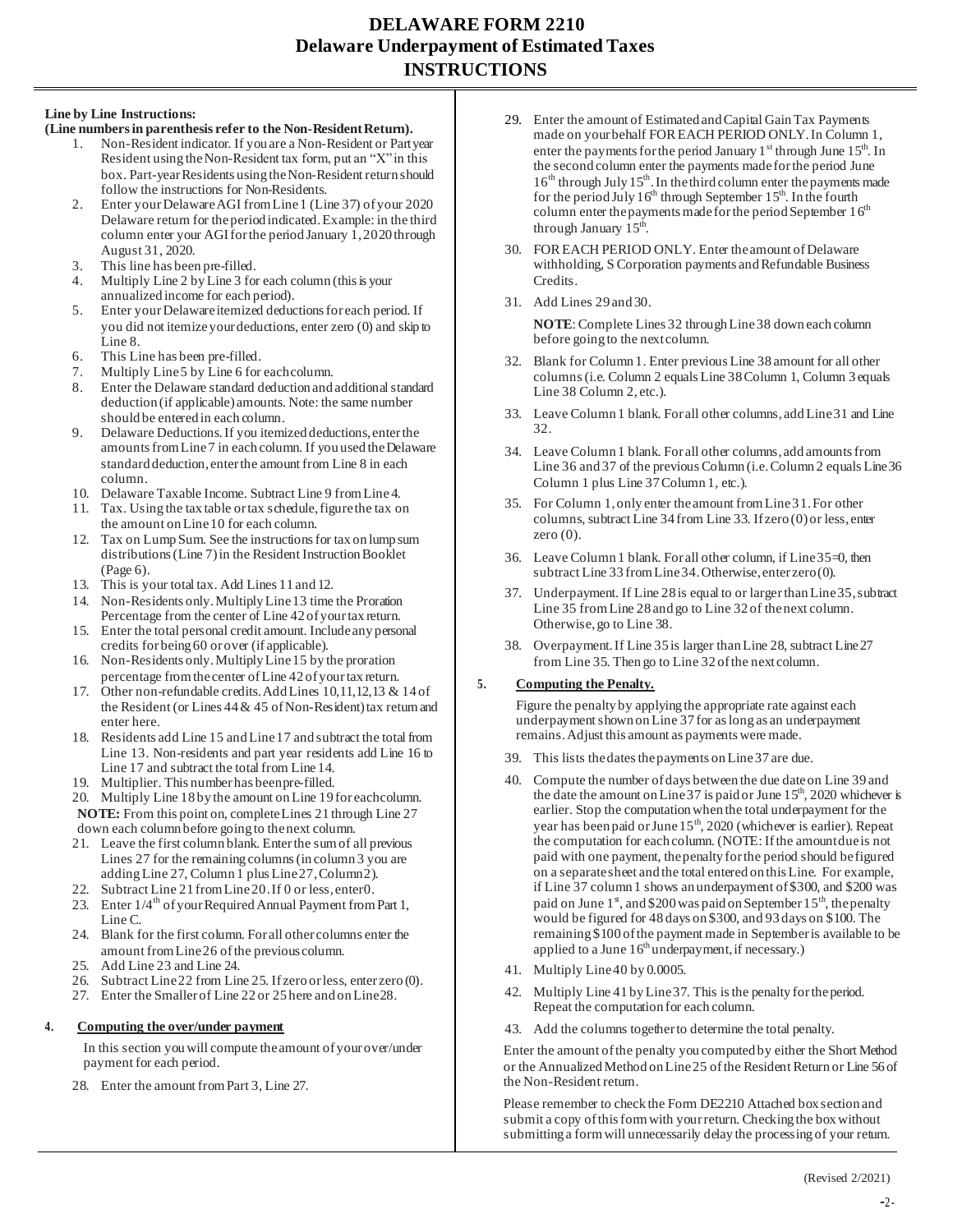# DELAWARE FORM 2210
# Delaware Underpayment of Estimated Taxes
# INSTRUCTIONS

**Line by Line Instructions:**
**(Line numbers in parenthesis refer to the Non-Resident Return).**

1. Non-Resident indicator. If you are a Non-Resident or Part year Resident using the Non-Resident tax form, put an "X" in this box. Part-year Residents using the Non-Resident return should follow the instructions for Non-Residents.
2. Enter your Delaware AGI from Line 1 (Line 37) of your 2020 Delaware return for the period indicated. Example: in the third column enter your AGI for the period January 1, 2020 through August 31, 2020.
3. This line has been pre-filled.
4. Multiply Line 2 by Line 3 for each column (this is your annualized income for each period).
5. Enter your Delaware itemized deductions for each period. If you did not itemize your deductions, enter zero (0) and skip to Line 8.
6. This Line has been pre-filled.
7. Multiply Line 5 by Line 6 for each column.
8. Enter the Delaware standard deduction and additional standard deduction (if applicable) amounts. Note: the same number should be entered in each column.
9. Delaware Deductions. If you itemized deductions, enter the amounts from Line 7 in each column. If you used the Delaware standard deduction, enter the amount from Line 8 in each column.
10. Delaware Taxable Income. Subtract Line 9 from Line 4.
11. Tax. Using the tax table or tax schedule, figure the tax on the amount on Line 10 for each column.
12. Tax on Lump Sum. See the instructions for tax on lump sum distributions (Line 7) in the Resident Instruction Booklet (Page 6).
13. This is your total tax. Add Lines 11 and 12.
14. Non-Residents only. Multiply Line 13 time the Proration Percentage from the center of Line 42 of your tax return.
15. Enter the total personal credit amount. Include any personal credits for being 60 or over (if applicable).
16. Non-Residents only. Multiply Line 15 by the proration percentage from the center of Line 42 of your tax return.
17. Other non-refundable credits. Add Lines 10,11,12,13 & 14 of the Resident (or Lines 44 & 45 of Non-Resident) tax return and enter here.
18. Residents add Line 15 and Line 17 and subtract the total from Line 13. Non-residents and part year residents add Line 16 to Line 17 and subtract the total from Line 14.
19. Multiplier. This number has been pre-filled.
20. Multiply Line 18 by the amount on Line 19 for each column.

**NOTE:** From this point on, complete Lines 21 through Line 27 down each column before going to the next column.

21. Leave the first column blank. Enter the sum of all previous Lines 27 for the remaining columns (in column 3 you are adding Line 27, Column 1 plus Line 27, Column 2).
22. Subtract Line 21 from Line 20. If 0 or less, enter 0.
23. Enter 1/4th of your Required Annual Payment from Part 1, Line C.
24. Blank for the first column. For all other columns enter the amount from Line 26 of the previous column.
25. Add Line 23 and Line 24.
26. Subtract Line 22 from Line 25. If zero or less, enter zero (0).
27. Enter the Smaller of Line 22 or 25 here and on Line 28.

## 4. Computing the over/under payment

In this section you will compute the amount of your over/under payment for each period.

28. Enter the amount from Part 3, Line 27.
29. Enter the amount of Estimated and Capital Gain Tax Payments made on your behalf FOR EACH PERIOD ONLY. In Column 1, enter the payments for the period January 1st through June 15th. In the second column enter the payments made for the period June 16th through July 15th. In the third column enter the payments made for the period July 16th through September 15th. In the fourth column enter the payments made for the period September 16th through January 15th.
30. FOR EACH PERIOD ONLY. Enter the amount of Delaware withholding, S Corporation payments and Refundable Business Credits.
31. Add Lines 29 and 30.

    **NOTE**: Complete Lines 32 through Line 38 down each column before going to the next column.

32. Blank for Column 1. Enter previous Line 38 amount for all other columns (i.e. Column 2 equals Line 38 Column 1, Column 3 equals Line 38 Column 2, etc.).
33. Leave Column 1 blank. For all other columns, add Line 31 and Line 32.
34. Leave Column 1 blank. For all other columns, add amounts from Line 36 and 37 of the previous Column (i.e. Column 2 equals Line 36 Column 1 plus Line 37 Column 1, etc.).
35. For Column 1, only enter the amount from Line 31. For other columns, subtract Line 34 from Line 33. If zero (0) or less, enter zero (0).
36. Leave Column 1 blank. For all other column, if Line 35=0, then subtract Line 33 from Line 34. Otherwise, enter zero (0).
37. Underpayment. If Line 28 is equal to or larger than Line 35, subtract Line 35 from Line 28 and go to Line 32 of the next column. Otherwise, go to Line 38.
38. Overpayment. If Line 35 is larger than Line 28, subtract Line 27 from Line 35. Then go to Line 32 of the next column.

## 5. Computing the Penalty.

Figure the penalty by applying the appropriate rate against each underpayment shown on Line 37 for as long as an underpayment remains. Adjust this amount as payments were made.

39. This lists the dates the payments on Line 37 are due.
40. Compute the number of days between the due date on Line 39 and the date the amount on Line 37 is paid or June 15th, 2020 whichever is earlier. Stop the computation when the total underpayment for the year has been paid or June 15th, 2020 (whichever is earlier). Repeat the computation for each column. (NOTE: If the amount due is not paid with one payment, the penalty for the period should be figured on a separate sheet and the total entered on this Line. For example, if Line 37 column 1 shows an underpayment of $300, and $200 was paid on June 1st, and $200 was paid on September 15th, the penalty would be figured for 48 days on $300, and 93 days on $100. The remaining $100 of the payment made in September is available to be applied to a June 16th underpayment, if necessary.)
41. Multiply Line 40 by 0.0005.
42. Multiply Line 41 by Line 37. This is the penalty for the period. Repeat the computation for each column.
43. Add the columns together to determine the total penalty.

Enter the amount of the penalty you computed by either the Short Method or the Annualized Method on Line 25 of the Resident Return or Line 56 of the Non-Resident return.

Please remember to check the Form DE2210 Attached box section and submit a copy of this form with your return. Checking the box without submitting a form will unnecessarily delay the processing of your return.

(Revised 2/2021)